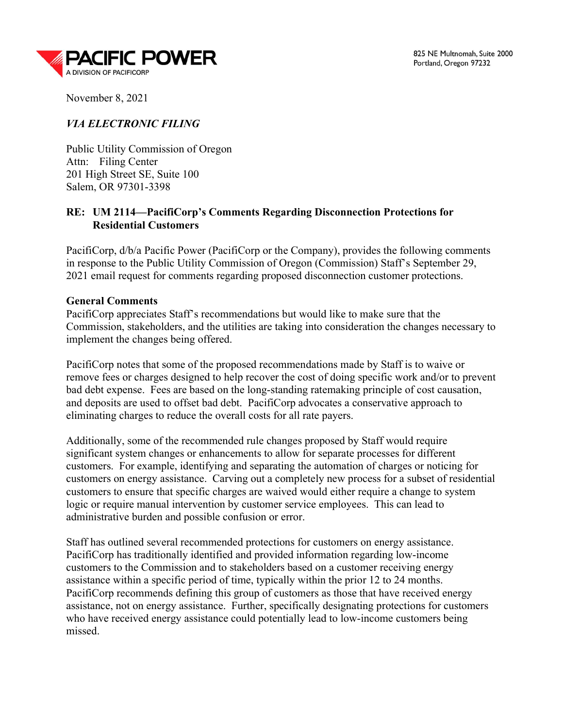**PACIFIC POWER**
A DIVISION OF PACIFICORP

825 NE Multnomah, Suite 2000
Portland, Oregon 97232

November 8, 2021

***VIA ELECTRONIC FILING***

Public Utility Commission of Oregon
Attn: Filing Center
201 High Street SE, Suite 100
Salem, OR 97301-3398

**RE: UM 2114—PacifiCorp's Comments Regarding Disconnection Protections for Residential Customers**

PacifiCorp, d/b/a Pacific Power (PacifiCorp or the Company), provides the following comments in response to the Public Utility Commission of Oregon (Commission) Staff's September 29, 2021 email request for comments regarding proposed disconnection customer protections.

**General Comments**

PacifiCorp appreciates Staff's recommendations but would like to make sure that the Commission, stakeholders, and the utilities are taking into consideration the changes necessary to implement the changes being offered.

PacifiCorp notes that some of the proposed recommendations made by Staff is to waive or remove fees or charges designed to help recover the cost of doing specific work and/or to prevent bad debt expense. Fees are based on the long-standing ratemaking principle of cost causation, and deposits are used to offset bad debt. PacifiCorp advocates a conservative approach to eliminating charges to reduce the overall costs for all rate payers.

Additionally, some of the recommended rule changes proposed by Staff would require significant system changes or enhancements to allow for separate processes for different customers. For example, identifying and separating the automation of charges or noticing for customers on energy assistance. Carving out a completely new process for a subset of residential customers to ensure that specific charges are waived would either require a change to system logic or require manual intervention by customer service employees. This can lead to administrative burden and possible confusion or error.

Staff has outlined several recommended protections for customers on energy assistance. PacifiCorp has traditionally identified and provided information regarding low-income customers to the Commission and to stakeholders based on a customer receiving energy assistance within a specific period of time, typically within the prior 12 to 24 months. PacifiCorp recommends defining this group of customers as those that have received energy assistance, not on energy assistance. Further, specifically designating protections for customers who have received energy assistance could potentially lead to low-income customers being missed.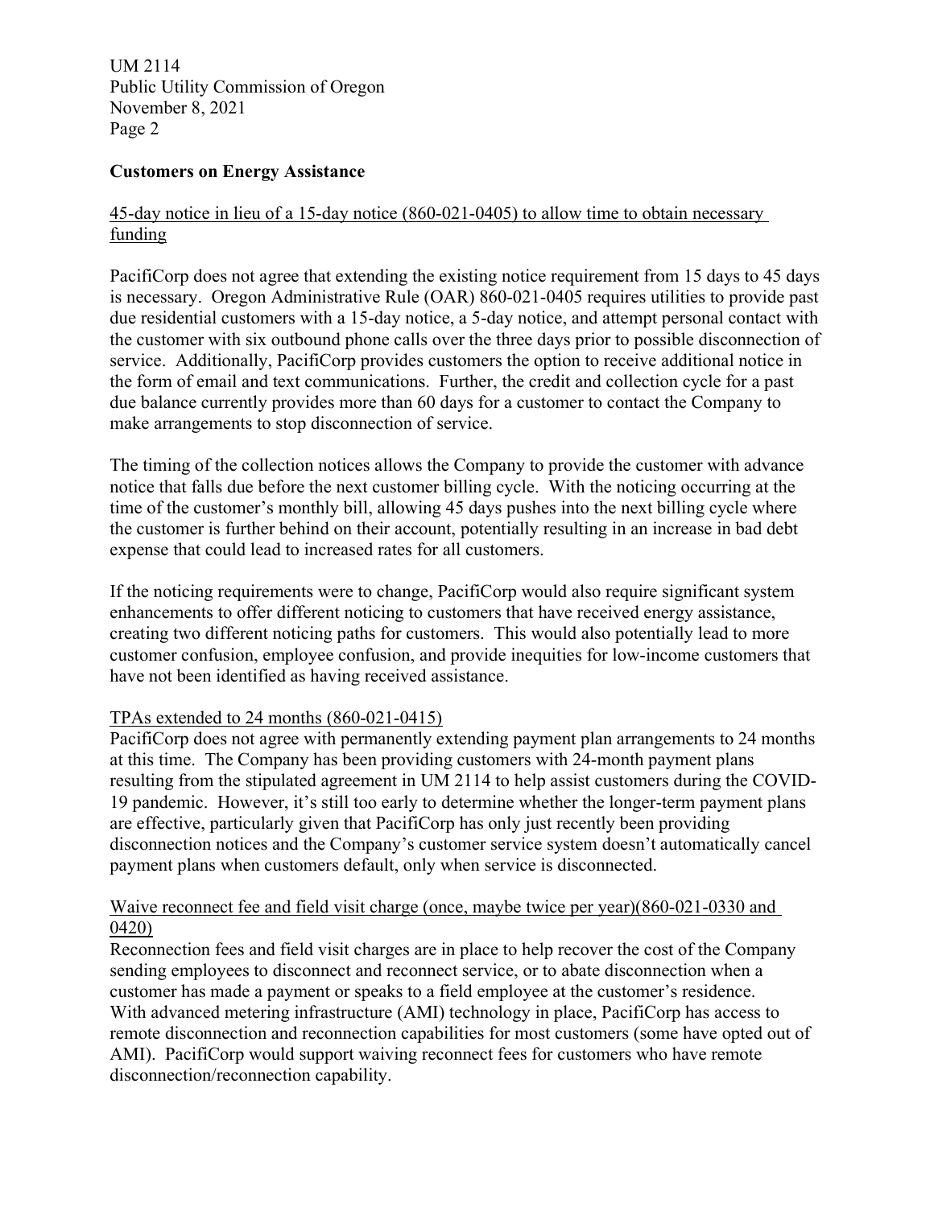## Customers on Energy Assistance

### 45-day notice in lieu of a 15-day notice (860-021-0405) to allow time to obtain necessary funding

PacifiCorp does not agree that extending the existing notice requirement from 15 days to 45 days is necessary. Oregon Administrative Rule (OAR) 860-021-0405 requires utilities to provide past due residential customers with a 15-day notice, a 5-day notice, and attempt personal contact with the customer with six outbound phone calls over the three days prior to possible disconnection of service. Additionally, PacifiCorp provides customers the option to receive additional notice in the form of email and text communications. Further, the credit and collection cycle for a past due balance currently provides more than 60 days for a customer to contact the Company to make arrangements to stop disconnection of service.

The timing of the collection notices allows the Company to provide the customer with advance notice that falls due before the next customer billing cycle. With the noticing occurring at the time of the customer's monthly bill, allowing 45 days pushes into the next billing cycle where the customer is further behind on their account, potentially resulting in an increase in bad debt expense that could lead to increased rates for all customers.

If the noticing requirements were to change, PacifiCorp would also require significant system enhancements to offer different noticing to customers that have received energy assistance, creating two different noticing paths for customers. This would also potentially lead to more customer confusion, employee confusion, and provide inequities for low-income customers that have not been identified as having received assistance.

### TPAs extended to 24 months (860-021-0415)

PacifiCorp does not agree with permanently extending payment plan arrangements to 24 months at this time. The Company has been providing customers with 24-month payment plans resulting from the stipulated agreement in UM 2114 to help assist customers during the COVID-19 pandemic. However, it's still too early to determine whether the longer-term payment plans are effective, particularly given that PacifiCorp has only just recently been providing disconnection notices and the Company's customer service system doesn't automatically cancel payment plans when customers default, only when service is disconnected.

### Waive reconnect fee and field visit charge (once, maybe twice per year)(860-021-0330 and 0420)

Reconnection fees and field visit charges are in place to help recover the cost of the Company sending employees to disconnect and reconnect service, or to abate disconnection when a customer has made a payment or speaks to a field employee at the customer's residence. With advanced metering infrastructure (AMI) technology in place, PacifiCorp has access to remote disconnection and reconnection capabilities for most customers (some have opted out of AMI). PacifiCorp would support waiving reconnect fees for customers who have remote disconnection/reconnection capability.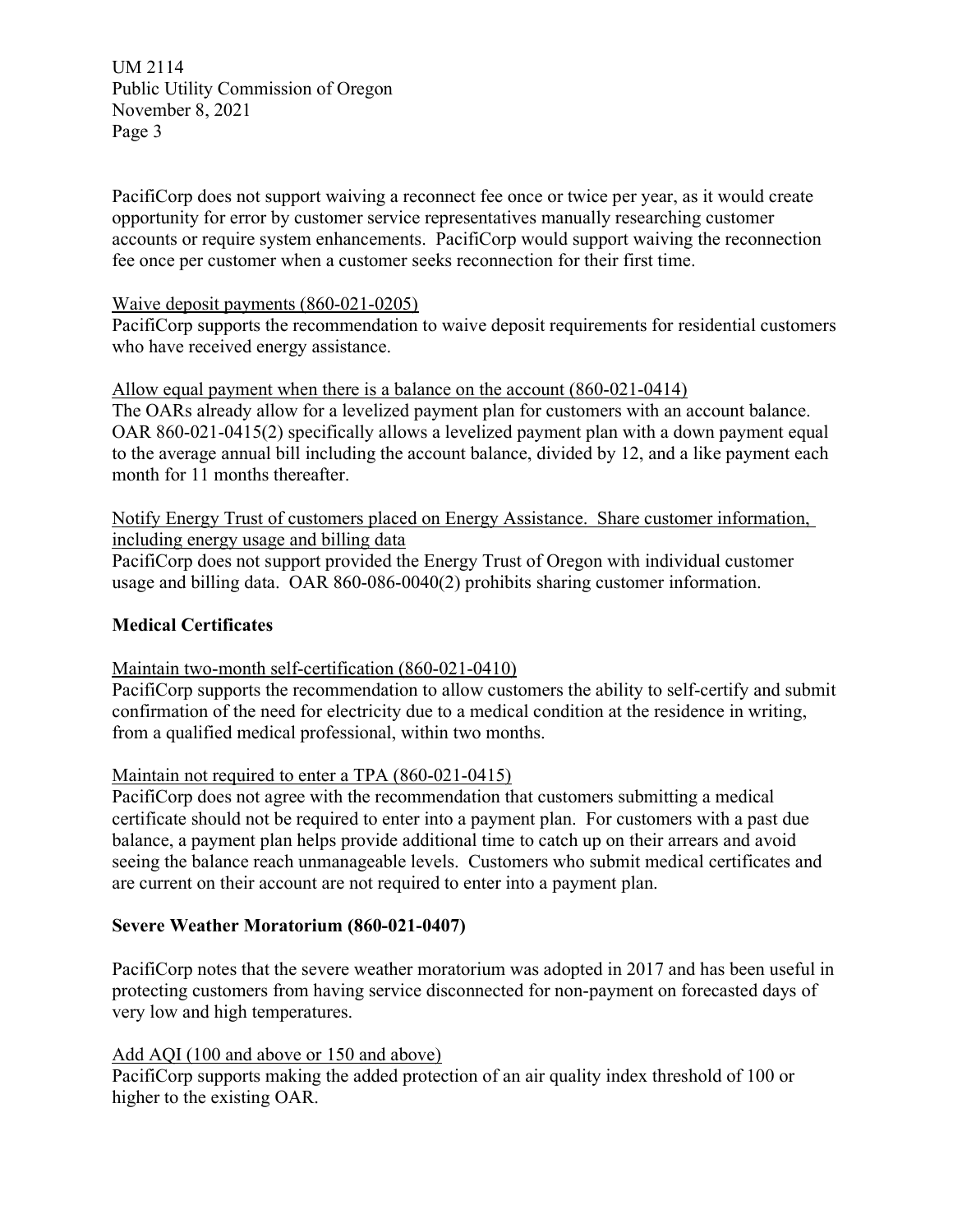PacifiCorp does not support waiving a reconnect fee once or twice per year, as it would create opportunity for error by customer service representatives manually researching customer accounts or require system enhancements. PacifiCorp would support waiving the reconnection fee once per customer when a customer seeks reconnection for their first time.

<u>Waive deposit payments (860-021-0205)</u>
PacifiCorp supports the recommendation to waive deposit requirements for residential customers who have received energy assistance.

<u>Allow equal payment when there is a balance on the account (860-021-0414)</u>
The OARs already allow for a levelized payment plan for customers with an account balance. OAR 860-021-0415(2) specifically allows a levelized payment plan with a down payment equal to the average annual bill including the account balance, divided by 12, and a like payment each month for 11 months thereafter.

<u>Notify Energy Trust of customers placed on Energy Assistance. Share customer information, including energy usage and billing data</u>
PacifiCorp does not support provided the Energy Trust of Oregon with individual customer usage and billing data. OAR 860-086-0040(2) prohibits sharing customer information.

**Medical Certificates**

<u>Maintain two-month self-certification (860-021-0410)</u>
PacifiCorp supports the recommendation to allow customers the ability to self-certify and submit confirmation of the need for electricity due to a medical condition at the residence in writing, from a qualified medical professional, within two months.

<u>Maintain not required to enter a TPA (860-021-0415)</u>
PacifiCorp does not agree with the recommendation that customers submitting a medical certificate should not be required to enter into a payment plan. For customers with a past due balance, a payment plan helps provide additional time to catch up on their arrears and avoid seeing the balance reach unmanageable levels. Customers who submit medical certificates and are current on their account are not required to enter into a payment plan.

**Severe Weather Moratorium (860-021-0407)**

PacifiCorp notes that the severe weather moratorium was adopted in 2017 and has been useful in protecting customers from having service disconnected for non-payment on forecasted days of very low and high temperatures.

<u>Add AQI (100 and above or 150 and above)</u>
PacifiCorp supports making the added protection of an air quality index threshold of 100 or higher to the existing OAR.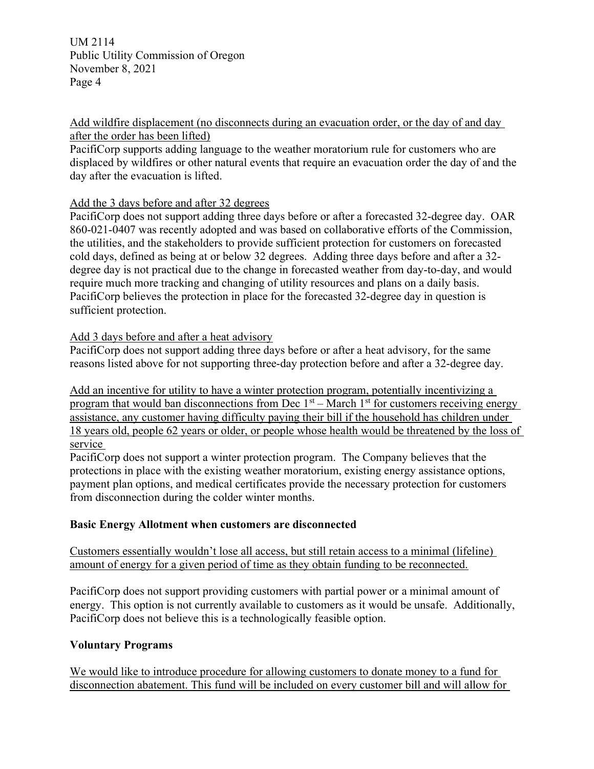<u>Add wildfire displacement (no disconnects during an evacuation order, or the day of and day after the order has been lifted)</u>

PacifiCorp supports adding language to the weather moratorium rule for customers who are displaced by wildfires or other natural events that require an evacuation order the day of and the day after the evacuation is lifted.

<u>Add the 3 days before and after 32 degrees</u>

PacifiCorp does not support adding three days before or after a forecasted 32-degree day. OAR 860-021-0407 was recently adopted and was based on collaborative efforts of the Commission, the utilities, and the stakeholders to provide sufficient protection for customers on forecasted cold days, defined as being at or below 32 degrees. Adding three days before and after a 32-degree day is not practical due to the change in forecasted weather from day-to-day, and would require much more tracking and changing of utility resources and plans on a daily basis. PacifiCorp believes the protection in place for the forecasted 32-degree day in question is sufficient protection.

<u>Add 3 days before and after a heat advisory</u>

PacifiCorp does not support adding three days before or after a heat advisory, for the same reasons listed above for not supporting three-day protection before and after a 32-degree day.

<u>Add an incentive for utility to have a winter protection program, potentially incentivizing a program that would ban disconnections from Dec 1st – March 1st for customers receiving energy assistance, any customer having difficulty paying their bill if the household has children under 18 years old, people 62 years or older, or people whose health would be threatened by the loss of service</u>

PacifiCorp does not support a winter protection program. The Company believes that the protections in place with the existing weather moratorium, existing energy assistance options, payment plan options, and medical certificates provide the necessary protection for customers from disconnection during the colder winter months.

**Basic Energy Allotment when customers are disconnected**

<u>Customers essentially wouldn't lose all access, but still retain access to a minimal (lifeline) amount of energy for a given period of time as they obtain funding to be reconnected.</u>

PacifiCorp does not support providing customers with partial power or a minimal amount of energy. This option is not currently available to customers as it would be unsafe. Additionally, PacifiCorp does not believe this is a technologically feasible option.

**Voluntary Programs**

<u>We would like to introduce procedure for allowing customers to donate money to a fund for disconnection abatement. This fund will be included on every customer bill and will allow for</u>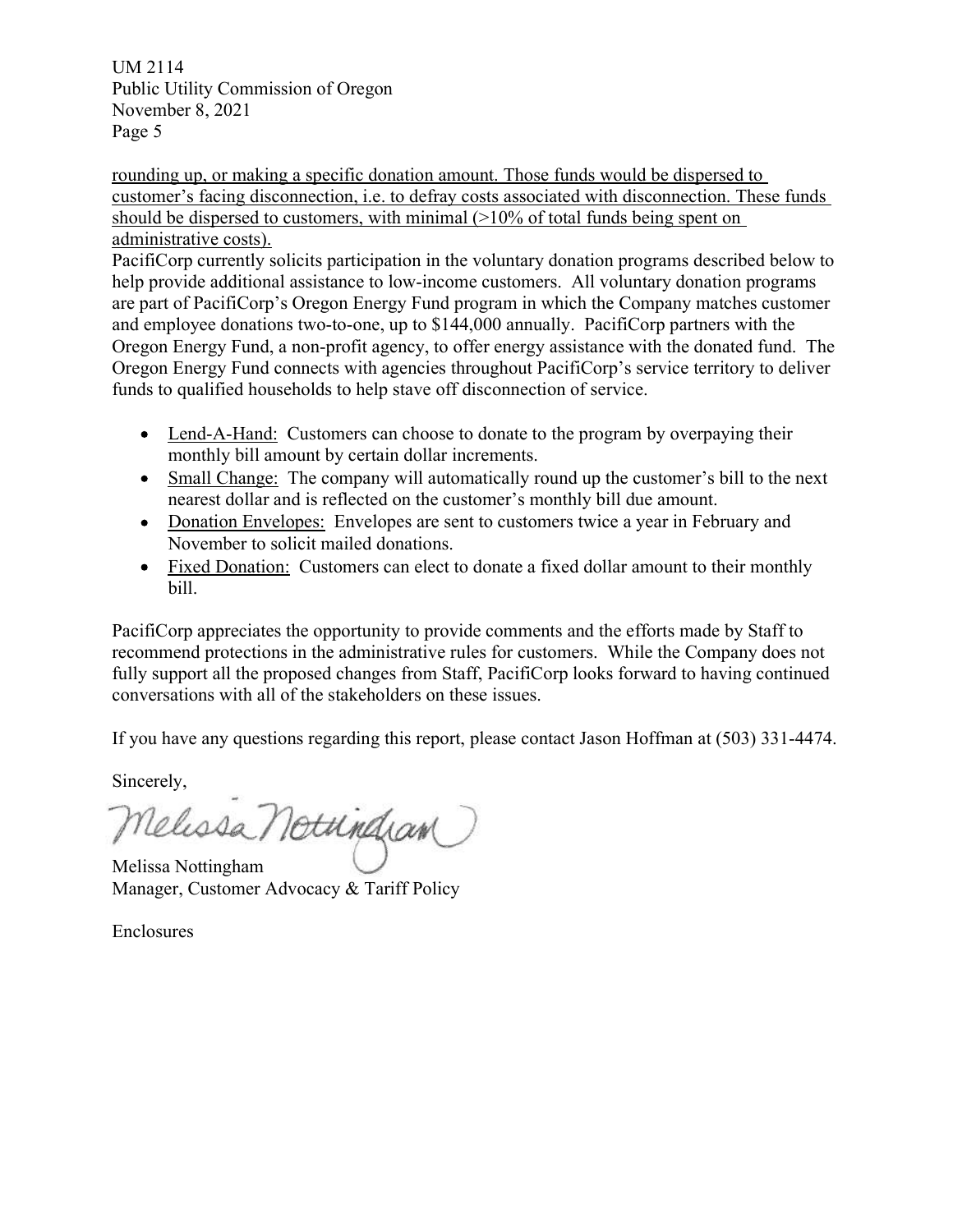rounding up, or making a specific donation amount. Those funds would be dispersed to customer's facing disconnection, i.e. to defray costs associated with disconnection. These funds should be dispersed to customers, with minimal (>10% of total funds being spent on administrative costs).

PacifiCorp currently solicits participation in the voluntary donation programs described below to help provide additional assistance to low-income customers. All voluntary donation programs are part of PacifiCorp's Oregon Energy Fund program in which the Company matches customer and employee donations two-to-one, up to $144,000 annually. PacifiCorp partners with the Oregon Energy Fund, a non-profit agency, to offer energy assistance with the donated fund. The Oregon Energy Fund connects with agencies throughout PacifiCorp's service territory to deliver funds to qualified households to help stave off disconnection of service.

- Lend-A-Hand: Customers can choose to donate to the program by overpaying their monthly bill amount by certain dollar increments.
- Small Change: The company will automatically round up the customer's bill to the next nearest dollar and is reflected on the customer's monthly bill due amount.
- Donation Envelopes: Envelopes are sent to customers twice a year in February and November to solicit mailed donations.
- Fixed Donation: Customers can elect to donate a fixed dollar amount to their monthly bill.

PacifiCorp appreciates the opportunity to provide comments and the efforts made by Staff to recommend protections in the administrative rules for customers. While the Company does not fully support all the proposed changes from Staff, PacifiCorp looks forward to having continued conversations with all of the stakeholders on these issues.

If you have any questions regarding this report, please contact Jason Hoffman at (503) 331-4474.

Sincerely,

Melissa Nottingham

Melissa Nottingham
Manager, Customer Advocacy & Tariff Policy

Enclosures